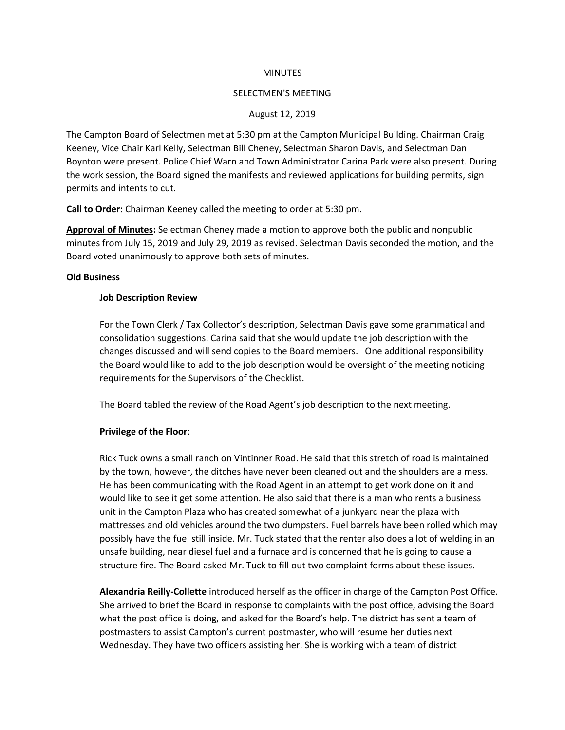MINUTES

SELECTMEN'S MEETING

August 12, 2019

The Campton Board of Selectmen met at 5:30 pm at the Campton Municipal Building. Chairman Craig Keeney, Vice Chair Karl Kelly, Selectman Bill Cheney, Selectman Sharon Davis, and Selectman Dan Boynton were present. Police Chief Warn and Town Administrator Carina Park were also present. During the work session, the Board signed the manifests and reviewed applications for building permits, sign permits and intents to cut.

**Call to Order:** Chairman Keeney called the meeting to order at 5:30 pm.

**Approval of Minutes:** Selectman Cheney made a motion to approve both the public and nonpublic minutes from July 15, 2019 and July 29, 2019 as revised. Selectman Davis seconded the motion, and the Board voted unanimously to approve both sets of minutes.

**Old Business**

**Job Description Review**

For the Town Clerk / Tax Collector's description, Selectman Davis gave some grammatical and consolidation suggestions. Carina said that she would update the job description with the changes discussed and will send copies to the Board members. One additional responsibility the Board would like to add to the job description would be oversight of the meeting noticing requirements for the Supervisors of the Checklist.

The Board tabled the review of the Road Agent's job description to the next meeting.

**Privilege of the Floor**:

Rick Tuck owns a small ranch on Vintinner Road. He said that this stretch of road is maintained by the town, however, the ditches have never been cleaned out and the shoulders are a mess. He has been communicating with the Road Agent in an attempt to get work done on it and would like to see it get some attention. He also said that there is a man who rents a business unit in the Campton Plaza who has created somewhat of a junkyard near the plaza with mattresses and old vehicles around the two dumpsters. Fuel barrels have been rolled which may possibly have the fuel still inside. Mr. Tuck stated that the renter also does a lot of welding in an unsafe building, near diesel fuel and a furnace and is concerned that he is going to cause a structure fire. The Board asked Mr. Tuck to fill out two complaint forms about these issues.

**Alexandria Reilly-Collette** introduced herself as the officer in charge of the Campton Post Office. She arrived to brief the Board in response to complaints with the post office, advising the Board what the post office is doing, and asked for the Board's help. The district has sent a team of postmasters to assist Campton's current postmaster, who will resume her duties next Wednesday. They have two officers assisting her. She is working with a team of district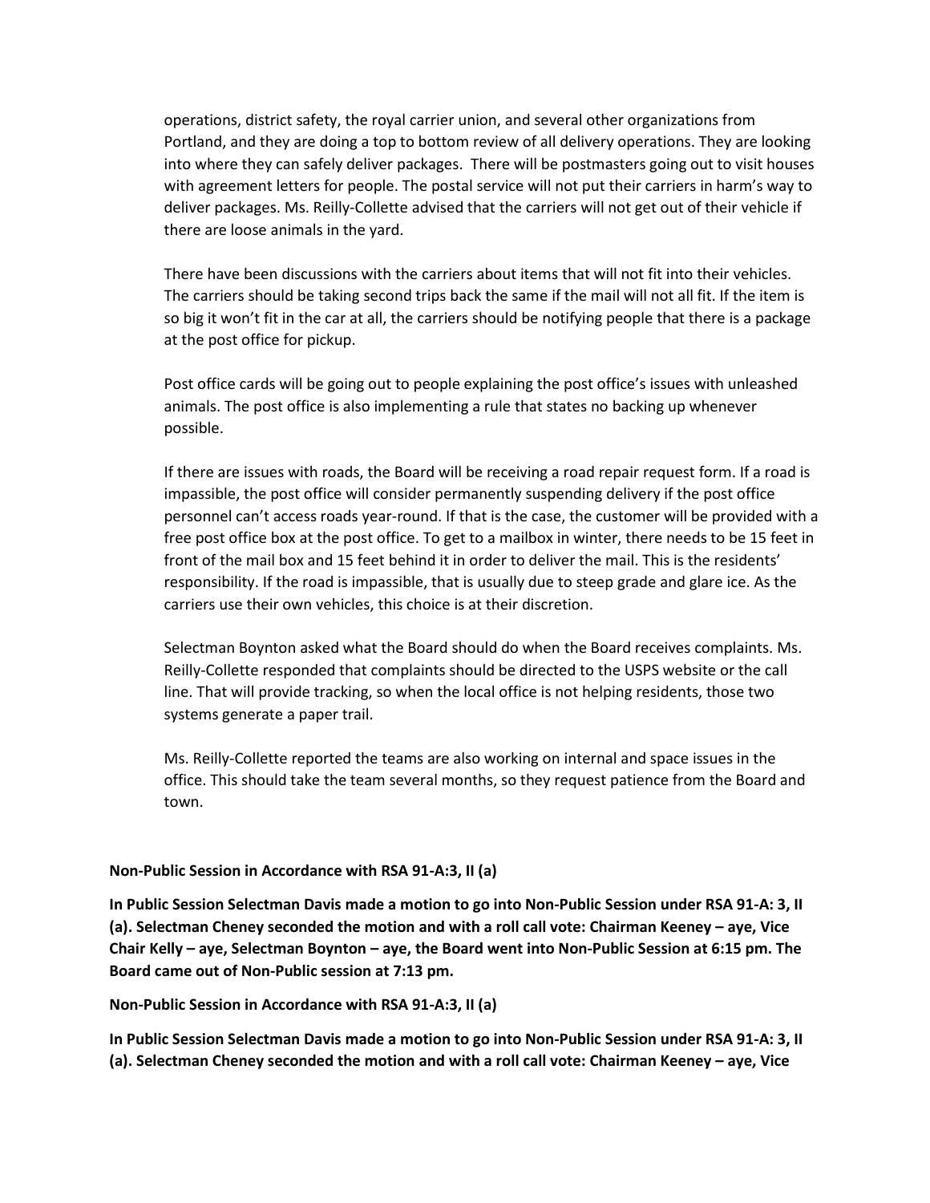operations, district safety, the royal carrier union, and several other organizations from Portland, and they are doing a top to bottom review of all delivery operations. They are looking into where they can safely deliver packages. There will be postmasters going out to visit houses with agreement letters for people. The postal service will not put their carriers in harm's way to deliver packages. Ms. Reilly-Collette advised that the carriers will not get out of their vehicle if there are loose animals in the yard.

There have been discussions with the carriers about items that will not fit into their vehicles. The carriers should be taking second trips back the same if the mail will not all fit. If the item is so big it won't fit in the car at all, the carriers should be notifying people that there is a package at the post office for pickup.

Post office cards will be going out to people explaining the post office's issues with unleashed animals. The post office is also implementing a rule that states no backing up whenever possible.

If there are issues with roads, the Board will be receiving a road repair request form. If a road is impassible, the post office will consider permanently suspending delivery if the post office personnel can't access roads year-round. If that is the case, the customer will be provided with a free post office box at the post office. To get to a mailbox in winter, there needs to be 15 feet in front of the mail box and 15 feet behind it in order to deliver the mail. This is the residents' responsibility. If the road is impassible, that is usually due to steep grade and glare ice. As the carriers use their own vehicles, this choice is at their discretion.

Selectman Boynton asked what the Board should do when the Board receives complaints. Ms. Reilly-Collette responded that complaints should be directed to the USPS website or the call line. That will provide tracking, so when the local office is not helping residents, those two systems generate a paper trail.

Ms. Reilly-Collette reported the teams are also working on internal and space issues in the office. This should take the team several months, so they request patience from the Board and town.

**Non-Public Session in Accordance with RSA 91-A:3, II (a)**

**In Public Session Selectman Davis made a motion to go into Non-Public Session under RSA 91-A: 3, II (a). Selectman Cheney seconded the motion and with a roll call vote: Chairman Keeney – aye, Vice Chair Kelly – aye, Selectman Boynton – aye, the Board went into Non-Public Session at 6:15 pm. The Board came out of Non-Public session at 7:13 pm.**

**Non-Public Session in Accordance with RSA 91-A:3, II (a)**

**In Public Session Selectman Davis made a motion to go into Non-Public Session under RSA 91-A: 3, II (a). Selectman Cheney seconded the motion and with a roll call vote: Chairman Keeney – aye, Vice**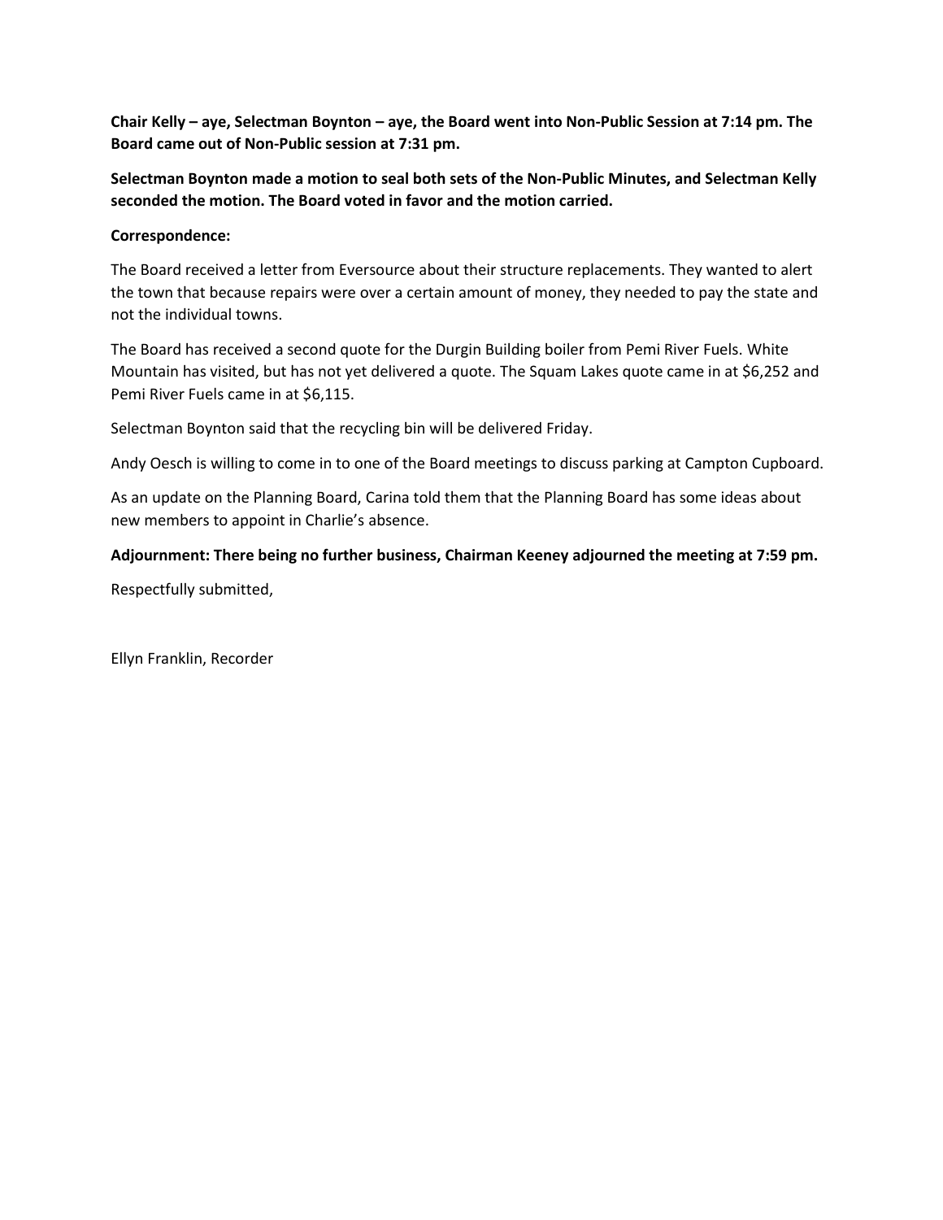**Chair Kelly – aye, Selectman Boynton – aye, the Board went into Non-Public Session at 7:14 pm. The Board came out of Non-Public session at 7:31 pm.**

**Selectman Boynton made a motion to seal both sets of the Non-Public Minutes, and Selectman Kelly seconded the motion. The Board voted in favor and the motion carried.**

**Correspondence:**

The Board received a letter from Eversource about their structure replacements. They wanted to alert the town that because repairs were over a certain amount of money, they needed to pay the state and not the individual towns.

The Board has received a second quote for the Durgin Building boiler from Pemi River Fuels. White Mountain has visited, but has not yet delivered a quote. The Squam Lakes quote came in at $6,252 and Pemi River Fuels came in at $6,115.

Selectman Boynton said that the recycling bin will be delivered Friday.

Andy Oesch is willing to come in to one of the Board meetings to discuss parking at Campton Cupboard.

As an update on the Planning Board, Carina told them that the Planning Board has some ideas about new members to appoint in Charlie's absence.

**Adjournment: There being no further business, Chairman Keeney adjourned the meeting at 7:59 pm.**

Respectfully submitted,

Ellyn Franklin, Recorder